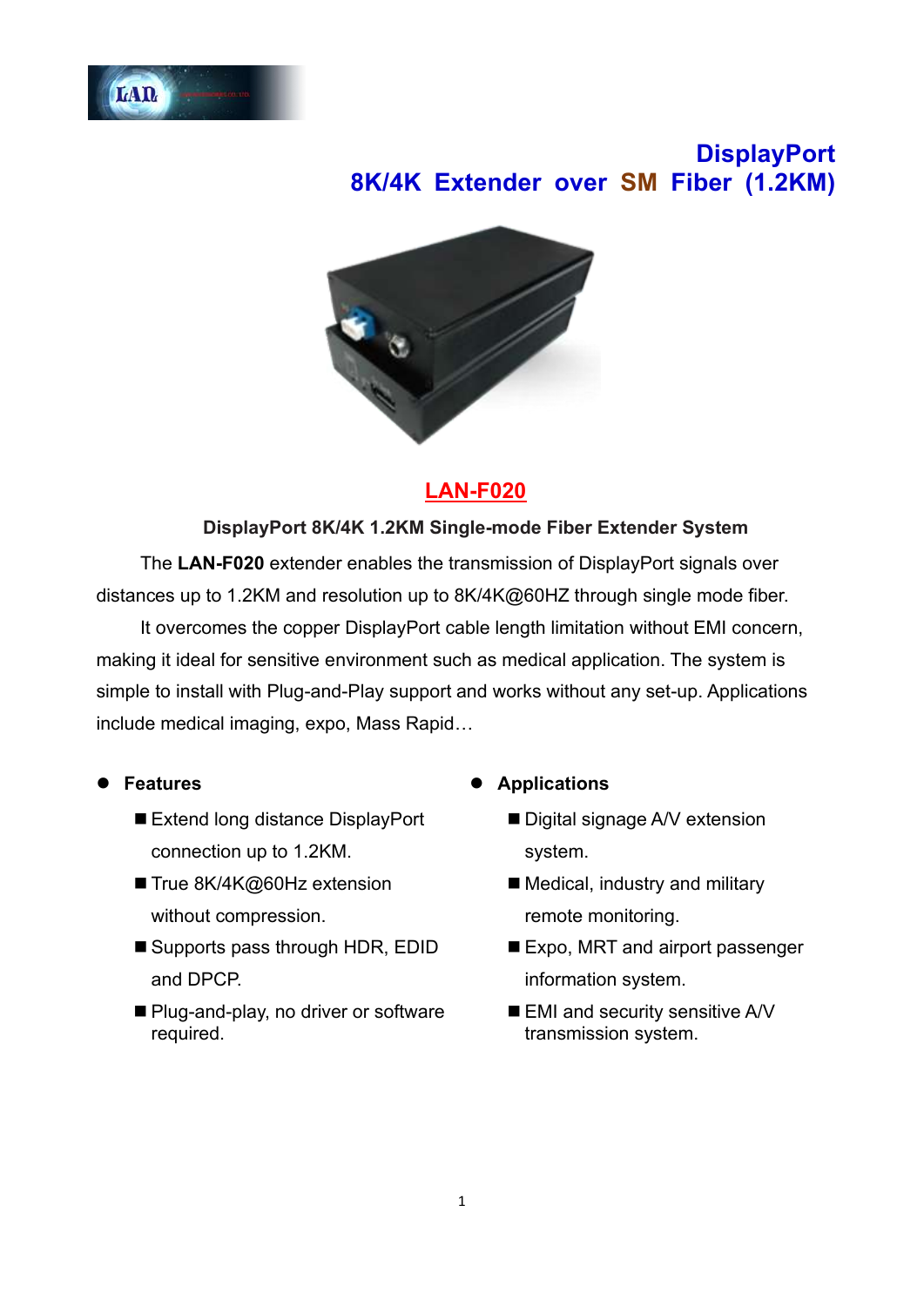# DisplayPort 8K/4K Extender over SM Fiber (1.2KM)

## LAN-F020

**DisplayPort 8K/4K 1.2KM Single-mode Fiber Extender System**

The **LAN-F020** extender enables the transmission of DisplayPort signals over distances up to 1.2KM and resolution up to 8K/4K@60HZ through single mode fiber.

It overcomes the copper DisplayPort cable length limitation without EMI concern, making it ideal for sensitive environment such as medical application. The system is simple to install with Plug-and-Play support and works without any set-up. Applications include medical imaging, expo, Mass Rapid…

- **Features**
  - Extend long distance DisplayPort connection up to 1.2KM.
  - True 8K/4K@60Hz extension without compression.
  - Supports pass through HDR, EDID and DPCP.
  - Plug-and-play, no driver or software required.

- **Applications**
  - Digital signage A/V extension system.
  - Medical, industry and military remote monitoring.
  - Expo, MRT and airport passenger information system.
  - EMI and security sensitive A/V transmission system.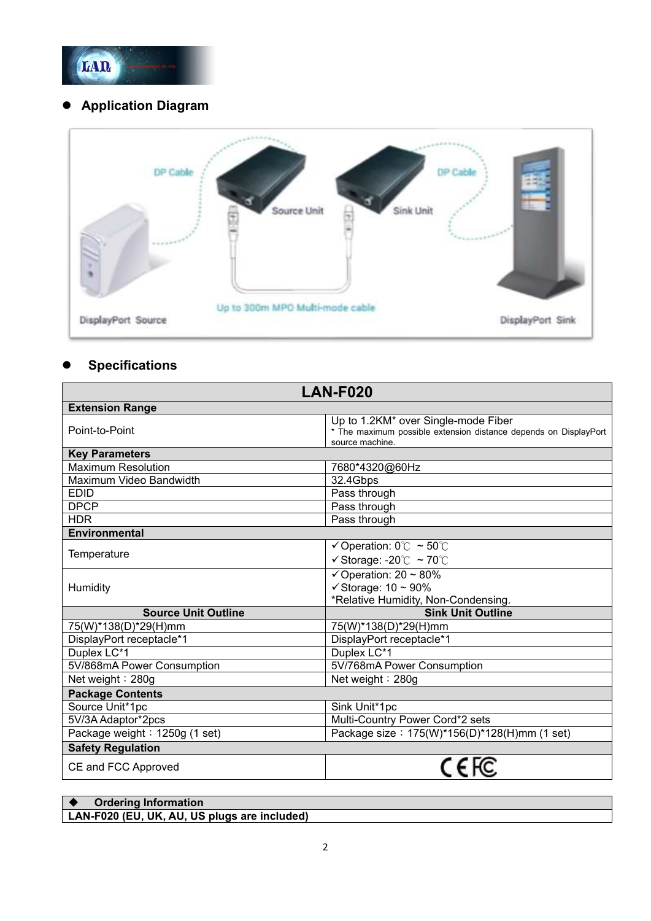## Application Diagram

DP Cable

Source Unit

Sink Unit

DP Cable

Up to 300m MPO Multi-mode cable

DisplayPort Source

DisplayPort Sink

## Specifications

| LAN-F020 | |
|---|---|
| **Extension Range** | |
| Point-to-Point | Up to 1.2KM* over Single-mode Fiber<br>* The maximum possible extension distance depends on DisplayPort source machine. |
| **Key Parameters** | |
| Maximum Resolution | 7680*4320@60Hz |
| Maximum Video Bandwidth | 32.4Gbps |
| EDID | Pass through |
| DPCP | Pass through |
| HDR | Pass through |
| **Environmental** | |
| Temperature | ✓Operation: 0℃ ~ 50℃<br>✓Storage: -20℃ ~ 70℃ |
| Humidity | ✓Operation: 20 ~ 80%<br>✓Storage: 10 ~ 90%<br>*Relative Humidity, Non-Condensing. |
| **Source Unit Outline** | **Sink Unit Outline** |
| 75(W)*138(D)*29(H)mm | 75(W)*138(D)*29(H)mm |
| DisplayPort receptacle*1 | DisplayPort receptacle*1 |
| Duplex LC*1 | Duplex LC*1 |
| 5V/868mA Power Consumption | 5V/768mA Power Consumption |
| Net weight：280g | Net weight：280g |
| **Package Contents** | |
| Source Unit*1pc | Sink Unit*1pc |
| 5V/3A Adaptor*2pcs | Multi-Country Power Cord*2 sets |
| Package weight：1250g (1 set) | Package size：175(W)*156(D)*128(H)mm (1 set) |
| **Safety Regulation** | |
| CE and FCC Approved | CE FC |

| ◆ Ordering Information |
|---|
| **LAN-F020 (EU, UK, AU, US plugs are included)** |